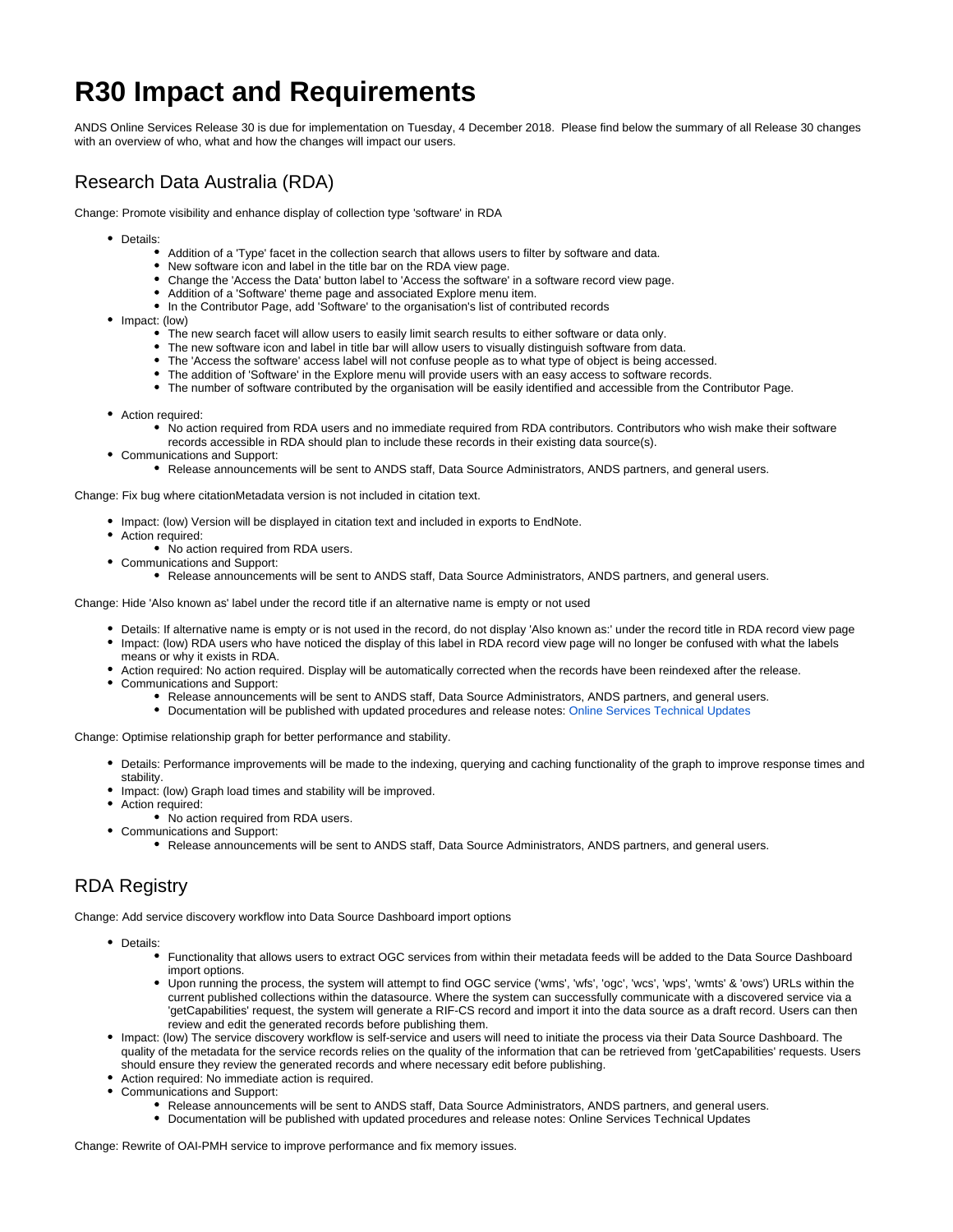# R30 Impact and Requirements

ANDS Online Services Release 30 is due for implementation on Tuesday, 4 December 2018. Please find below the summary of all Release 30 changes with an overview of who, what and how the changes will impact our users.

## Research Data Australia (RDA)

Change: Promote visibility and enhance display of collection type 'software' in RDA

- Details:
  - Addition of a 'Type' facet in the collection search that allows users to filter by software and data.
  - New software icon and label in the title bar on the RDA view page.
  - Change the 'Access the Data' button label to 'Access the software' in a software record view page.
  - Addition of a 'Software' theme page and associated Explore menu item.
  - In the Contributor Page, add 'Software' to the organisation's list of contributed records
- Impact: (low)
  - The new search facet will allow users to easily limit search results to either software or data only.
  - The new software icon and label in title bar will allow users to visually distinguish software from data.
  - The 'Access the software' access label will not confuse people as to what type of object is being accessed.
  - The addition of 'Software' in the Explore menu will provide users with an easy access to software records.
  - The number of software contributed by the organisation will be easily identified and accessible from the Contributor Page.
- Action required:
  - No action required from RDA users and no immediate required from RDA contributors. Contributors who wish make their software records accessible in RDA should plan to include these records in their existing data source(s).
- Communications and Support:
  - Release announcements will be sent to ANDS staff, Data Source Administrators, ANDS partners, and general users.

Change: Fix bug where citationMetadata version is not included in citation text.

- Impact: (low) Version will be displayed in citation text and included in exports to EndNote.
- Action required:
  - No action required from RDA users.
- Communications and Support:
  - Release announcements will be sent to ANDS staff, Data Source Administrators, ANDS partners, and general users.

Change: Hide 'Also known as' label under the record title if an alternative name is empty or not used

- Details: If alternative name is empty or is not used in the record, do not display 'Also known as:' under the record title in RDA record view page
- Impact: (low) RDA users who have noticed the display of this label in RDA record view page will no longer be confused with what the labels means or why it exists in RDA.
- Action required: No action required. Display will be automatically corrected when the records have been reindexed after the release.
- Communications and Support:
  - Release announcements will be sent to ANDS staff, Data Source Administrators, ANDS partners, and general users.
  - Documentation will be published with updated procedures and release notes: Online Services Technical Updates

Change: Optimise relationship graph for better performance and stability.

- Details: Performance improvements will be made to the indexing, querying and caching functionality of the graph to improve response times and stability.
- Impact: (low) Graph load times and stability will be improved.
- Action required:
  - No action required from RDA users.
- Communications and Support:
  - Release announcements will be sent to ANDS staff, Data Source Administrators, ANDS partners, and general users.

## RDA Registry

Change: Add service discovery workflow into Data Source Dashboard import options

- Details:
  - Functionality that allows users to extract OGC services from within their metadata feeds will be added to the Data Source Dashboard import options.
  - Upon running the process, the system will attempt to find OGC service ('wms', 'wfs', 'ogc', 'wcs', 'wps', 'wmts' & 'ows') URLs within the current published collections within the datasource. Where the system can successfully communicate with a discovered service via a 'getCapabilities' request, the system will generate a RIF-CS record and import it into the data source as a draft record. Users can then review and edit the generated records before publishing them.
- Impact: (low) The service discovery workflow is self-service and users will need to initiate the process via their Data Source Dashboard. The quality of the metadata for the service records relies on the quality of the information that can be retrieved from 'getCapabilities' requests. Users should ensure they review the generated records and where necessary edit before publishing.
- Action required: No immediate action is required.
- Communications and Support:
  - Release announcements will be sent to ANDS staff, Data Source Administrators, ANDS partners, and general users.
  - Documentation will be published with updated procedures and release notes: Online Services Technical Updates

Change: Rewrite of OAI-PMH service to improve performance and fix memory issues.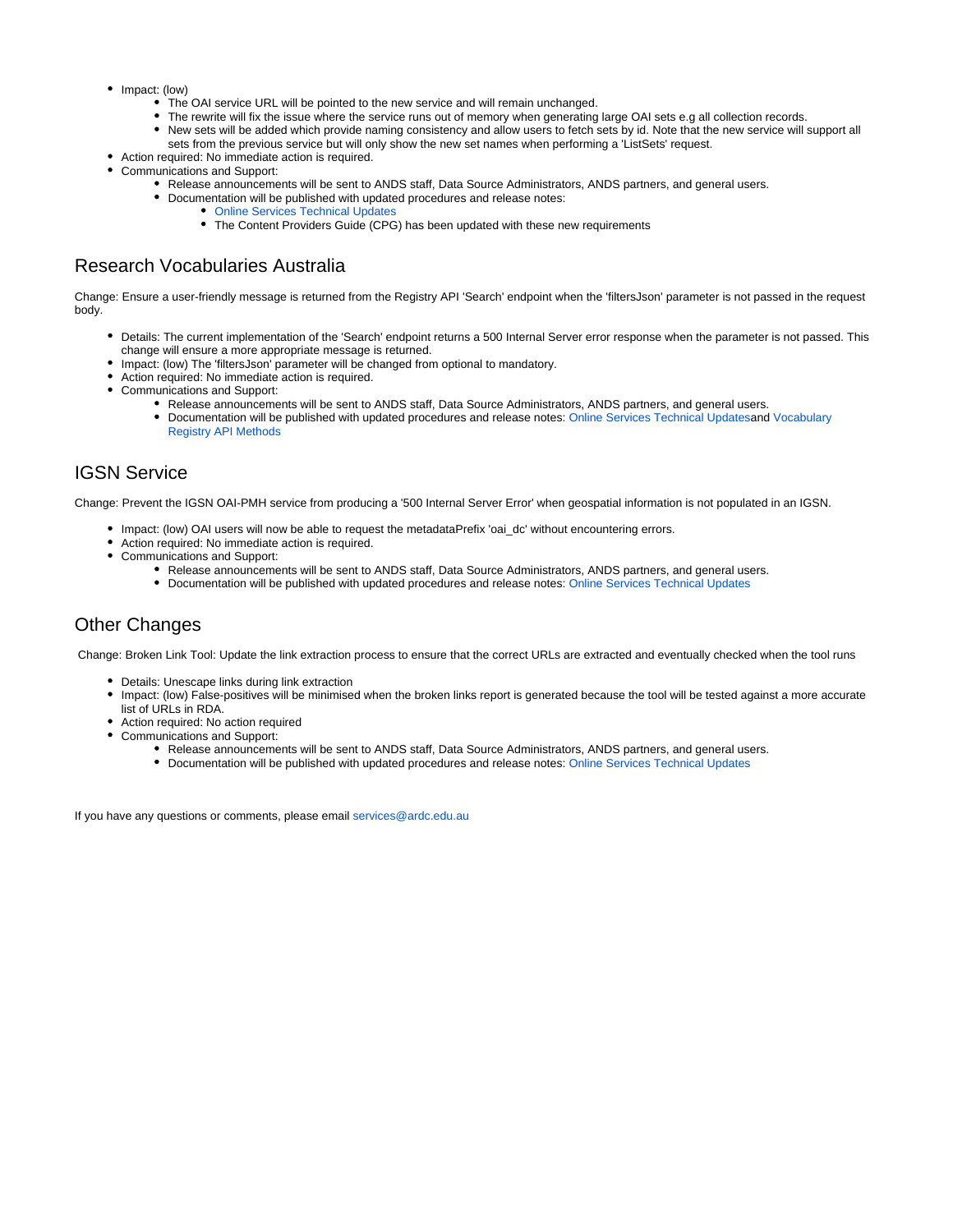- Impact: (low)
    - The OAI service URL will be pointed to the new service and will remain unchanged.
    - The rewrite will fix the issue where the service runs out of memory when generating large OAI sets e.g all collection records.
    - New sets will be added which provide naming consistency and allow users to fetch sets by id. Note that the new service will support all sets from the previous service but will only show the new set names when performing a 'ListSets' request.
- Action required: No immediate action is required.
- Communications and Support:
    - Release announcements will be sent to ANDS staff, Data Source Administrators, ANDS partners, and general users.
    - Documentation will be published with updated procedures and release notes:
        - Online Services Technical Updates
        - The Content Providers Guide (CPG) has been updated with these new requirements

## Research Vocabularies Australia

Change: Ensure a user-friendly message is returned from the Registry API 'Search' endpoint when the 'filtersJson' parameter is not passed in the request body.

- Details: The current implementation of the 'Search' endpoint returns a 500 Internal Server error response when the parameter is not passed. This change will ensure a more appropriate message is returned.
- Impact: (low) The 'filtersJson' parameter will be changed from optional to mandatory.
- Action required: No immediate action is required.
- Communications and Support:
    - Release announcements will be sent to ANDS staff, Data Source Administrators, ANDS partners, and general users.
    - Documentation will be published with updated procedures and release notes: Online Services Technical Updatesand Vocabulary Registry API Methods

## IGSN Service

Change: Prevent the IGSN OAI-PMH service from producing a '500 Internal Server Error' when geospatial information is not populated in an IGSN.

- Impact: (low) OAI users will now be able to request the metadataPrefix 'oai_dc' without encountering errors.
- Action required: No immediate action is required.
- Communications and Support:
    - Release announcements will be sent to ANDS staff, Data Source Administrators, ANDS partners, and general users.
    - Documentation will be published with updated procedures and release notes: Online Services Technical Updates

## Other Changes

Change: Broken Link Tool: Update the link extraction process to ensure that the correct URLs are extracted and eventually checked when the tool runs

- Details: Unescape links during link extraction
- Impact: (low) False-positives will be minimised when the broken links report is generated because the tool will be tested against a more accurate list of URLs in RDA.
- Action required: No action required
- Communications and Support:
    - Release announcements will be sent to ANDS staff, Data Source Administrators, ANDS partners, and general users.
    - Documentation will be published with updated procedures and release notes: Online Services Technical Updates

If you have any questions or comments, please email services@ardc.edu.au